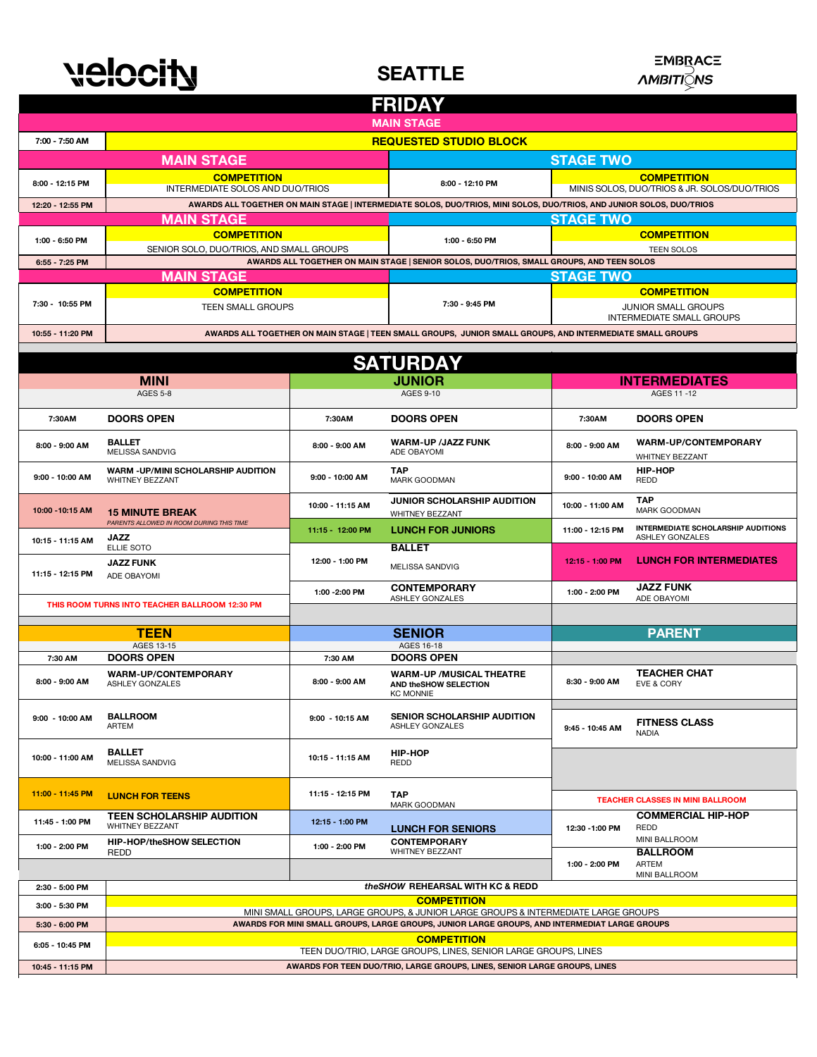**velocity** | **SEATTLE** | EMBRACE AMBITIONS

# FRIDAY

## MAIN STAGE

| Time | Main Stage | Time | Stage Two |
|---|---|---|---|
| 7:00 - 7:50 AM | **REQUESTED STUDIO BLOCK** | | |
| 8:00 - 12:15 PM | **COMPETITION** INTERMEDIATE SOLOS AND DUO/TRIOS | 8:00 - 12:10 PM | **COMPETITION** MINIS SOLOS, DUO/TRIOS & JR. SOLOS/DUO/TRIOS |
| 12:20 - 12:55 PM | AWARDS ALL TOGETHER ON MAIN STAGE \| INTERMEDIATE SOLOS, DUO/TRIOS, MINI SOLOS, DUO/TRIOS, AND JUNIOR SOLOS, DUO/TRIOS | | |
| 1:00 - 6:50 PM | **COMPETITION** SENIOR SOLO, DUO/TRIOS, AND SMALL GROUPS | 1:00 - 6:50 PM | **COMPETITION** TEEN SOLOS |
| 6:55 - 7:25 PM | AWARDS ALL TOGETHER ON MAIN STAGE \| SENIOR SOLOS, DUO/TRIOS, SMALL GROUPS, AND TEEN SOLOS | | |
| 7:30 - 10:55 PM | **COMPETITION** TEEN SMALL GROUPS | 7:30 - 9:45 PM | **COMPETITION** JUNIOR SMALL GROUPS, INTERMEDIATE SMALL GROUPS |
| 10:55 - 11:20 PM | AWARDS ALL TOGETHER ON MAIN STAGE \| TEEN SMALL GROUPS, JUNIOR SMALL GROUPS, AND INTERMEDIATE SMALL GROUPS | | |

# SATURDAY

| MINI (AGES 5-8) | | JUNIOR (AGES 9-10) | | INTERMEDIATES (AGES 11-12) | |
|---|---|---|---|---|---|
| 7:30AM | **DOORS OPEN** | 7:30AM | **DOORS OPEN** | 7:30AM | **DOORS OPEN** |
| 8:00 - 9:00 AM | **BALLET** MELISSA SANDVIG | 8:00 - 9:00 AM | **WARM-UP /JAZZ FUNK** ADE OBAYOMI | 8:00 - 9:00 AM | **WARM-UP/CONTEMPORARY** WHITNEY BEZZANT |
| 9:00 - 10:00 AM | **WARM -UP/MINI SCHOLARSHIP AUDITION** WHITNEY BEZZANT | 9:00 - 10:00 AM | **TAP** MARK GOODMAN | 9:00 - 10:00 AM | **HIP-HOP** REDD |
| 10:00 - 10:15 AM | **15 MINUTE BREAK** *PARENTS ALLOWED IN ROOM DURING THIS TIME* | 10:00 - 11:15 AM | **JUNIOR SCHOLARSHIP AUDITION** WHITNEY BEZZANT | 10:00 - 11:00 AM | **TAP** MARK GOODMAN |
| 10:15 - 11:15 AM | **JAZZ** ELLIE SOTO | 11:15 - 12:00 PM | **LUNCH FOR JUNIORS** | 11:00 - 12:15 PM | **INTERMEDIATE SCHOLARSHIP AUDITIONS** ASHLEY GONZALES |
| 11:15 - 12:15 PM | **JAZZ FUNK** ADE OBAYOMI | 12:00 - 1:00 PM | **BALLET** MELISSA SANDVIG | 12:15 - 1:00 PM | **LUNCH FOR INTERMEDIATES** |
| THIS ROOM TURNS INTO TEACHER BALLROOM 12:30 PM | | 1:00 - 2:00 PM | **CONTEMPORARY** ASHLEY GONZALES | 1:00 - 2:00 PM | **JAZZ FUNK** ADE OBAYOMI |

| TEEN (AGES 13-15) | | SENIOR (AGES 16-18) | | PARENT | |
|---|---|---|---|---|---|
| 7:30 AM | **DOORS OPEN** | 7:30 AM | **DOORS OPEN** | | |
| 8:00 - 9:00 AM | **WARM-UP/CONTEMPORARY** ASHLEY GONZALES | 8:00 - 9:00 AM | **WARM-UP /MUSICAL THEATRE AND theSHOW SELECTION** KC MONNIE | 8:30 - 9:00 AM | **TEACHER CHAT** EVE & CORY |
| 9:00 - 10:00 AM | **BALLROOM** ARTEM | 9:00 - 10:15 AM | **SENIOR SCHOLARSHIP AUDITION** ASHLEY GONZALES | 9:45 - 10:45 AM | **FITNESS CLASS** NADIA |
| 10:00 - 11:00 AM | **BALLET** MELISSA SANDVIG | 10:15 - 11:15 AM | **HIP-HOP** REDD | | |
| 11:00 - 11:45 PM | **LUNCH FOR TEENS** | 11:15 - 12:15 PM | **TAP** MARK GOODMAN | TEACHER CLASSES IN MINI BALLROOM | |
| 11:45 - 1:00 PM | **TEEN SCHOLARSHIP AUDITION** WHITNEY BEZZANT | 12:15 - 1:00 PM | **LUNCH FOR SENIORS** | 12:30 -1:00 PM | **COMMERCIAL HIP-HOP** REDD MINI BALLROOM |
| 1:00 - 2:00 PM | **HIP-HOP/theSHOW SELECTION** REDD | 1:00 - 2:00 PM | **CONTEMPORARY** WHITNEY BEZZANT | 1:00 - 2:00 PM | **BALLROOM** ARTEM MINI BALLROOM |

| Time | Event |
|---|---|
| 2:30 - 5:00 PM | ***theSHOW* REHEARSAL WITH KC & REDD** |
| 3:00 - 5:30 PM | **COMPETITION** MINI SMALL GROUPS, LARGE GROUPS, & JUNIOR LARGE GROUPS & INTERMEDIATE LARGE GROUPS |
| 5:30 - 6:00 PM | AWARDS FOR MINI SMALL GROUPS, LARGE GROUPS, JUNIOR LARGE GROUPS, AND INTERMEDIAT LARGE GROUPS |
| 6:05 - 10:45 PM | **COMPETITION** TEEN DUO/TRIO, LARGE GROUPS, LINES, SENIOR LARGE GROUPS, LINES |
| 10:45 - 11:15 PM | AWARDS FOR TEEN DUO/TRIO, LARGE GROUPS, LINES, SENIOR LARGE GROUPS, LINES |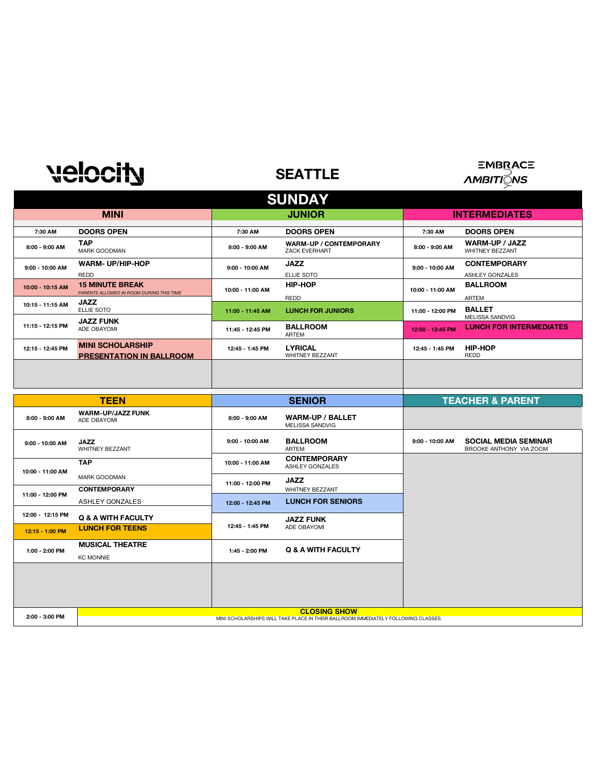velocity

# SEATTLE

EMBRACE AMBITIONS

## SUNDAY

### MINI

| | |
|---|---|
| 7:30 AM | **DOORS OPEN** |
| 8:00 - 9:00 AM | **TAP** MARK GOODMAN |
| 9:00 - 10:00 AM | **WARM- UP/HIP-HOP** REDD |
| 10:00 - 10:15 AM | **15 MINUTE BREAK** *PARENTS ALLOWED IN ROOM DURING THIS TIME* |
| 10:15 - 11:15 AM | **JAZZ** ELLIE SOTO |
| 11:15 - 12:15 PM | **JAZZ FUNK** ADE OBAYOMI |
| 12:15 - 12:45 PM | **MINI SCHOLARSHIP PRESENTATION IN BALLROOM** |

### JUNIOR

| | |
|---|---|
| 7:30 AM | **DOORS OPEN** |
| 8:00 - 9:00 AM | **WARM-UP / CONTEMPORARY** ZACK EVERHART |
| 9:00 - 10:00 AM | **JAZZ** ELLIE SOTO |
| 10:00 - 11:00 AM | **HIP-HOP** REDD |
| 11:00 - 11:45 AM | **LUNCH FOR JUNIORS** |
| 11:45 - 12:45 PM | **BALLROOM** ARTEM |
| 12:45 - 1:45 PM | **LYRICAL** WHITNEY BEZZANT |

### INTERMEDIATES

| | |
|---|---|
| 7:30 AM | **DOORS OPEN** |
| 8:00 - 9:00 AM | **WARM-UP / JAZZ** WHITNEY BEZZANT |
| 9:00 - 10:00 AM | **CONTEMPORARY** ASHLEY GONZALES |
| 10:00 - 11:00 AM | **BALLROOM** ARTEM |
| 11:00 - 12:00 PM | **BALLET** MELISSA SANDVIG |
| 12:00 - 12:45 PM | **LUNCH FOR INTERMEDIATES** |
| 12:45 - 1:45 PM | **HIP-HOP** REDD |

### TEEN

| | |
|---|---|
| 8:00 - 9:00 AM | **WARM-UP/JAZZ FUNK** ADE OBAYOMI |
| 9:00 - 10:00 AM | **JAZZ** WHITNEY BEZZANT |
| 10:00 - 11:00 AM | **TAP** MARK GOODMAN |
| 11:00 - 12:00 PM | **CONTEMPORARY** ASHLEY GONZALES |
| 12:00 - 12:15 PM | **Q & A WITH FACULTY** |
| 12:15 - 1:00 PM | **LUNCH FOR TEENS** |
| 1:00 - 2:00 PM | **MUSICAL THEATRE** KC MONNIE |

### SENIOR

| | |
|---|---|
| 8:00 - 9:00 AM | **WARM-UP / BALLET** MELISSA SANDVIG |
| 9:00 - 10:00 AM | **BALLROOM** ARTEM |
| 10:00 - 11:00 AM | **CONTEMPORARY** ASHLEY GONZALES |
| 11:00 - 12:00 PM | **JAZZ** WHITNEY BEZZANT |
| 12:00 - 12:45 PM | **LUNCH FOR SENIORS** |
| 12:45 - 1:45 PM | **JAZZ FUNK** ADE OBAYOMI |
| 1:45 - 2:00 PM | **Q & A WITH FACULTY** |

### TEACHER & PARENT

| | |
|---|---|
| 9:00 - 10:00 AM | **SOCIAL MEDIA SEMINAR** BROOKE ANTHONY VIA ZOOM |

| | |
|---|---|
| 2:00 - 3:00 PM | **CLOSING SHOW** MINI SCHOLARSHIPS WILL TAKE PLACE IN THEIR BALLROOM IMMEDIATELY FOLLOWING CLASSES. |